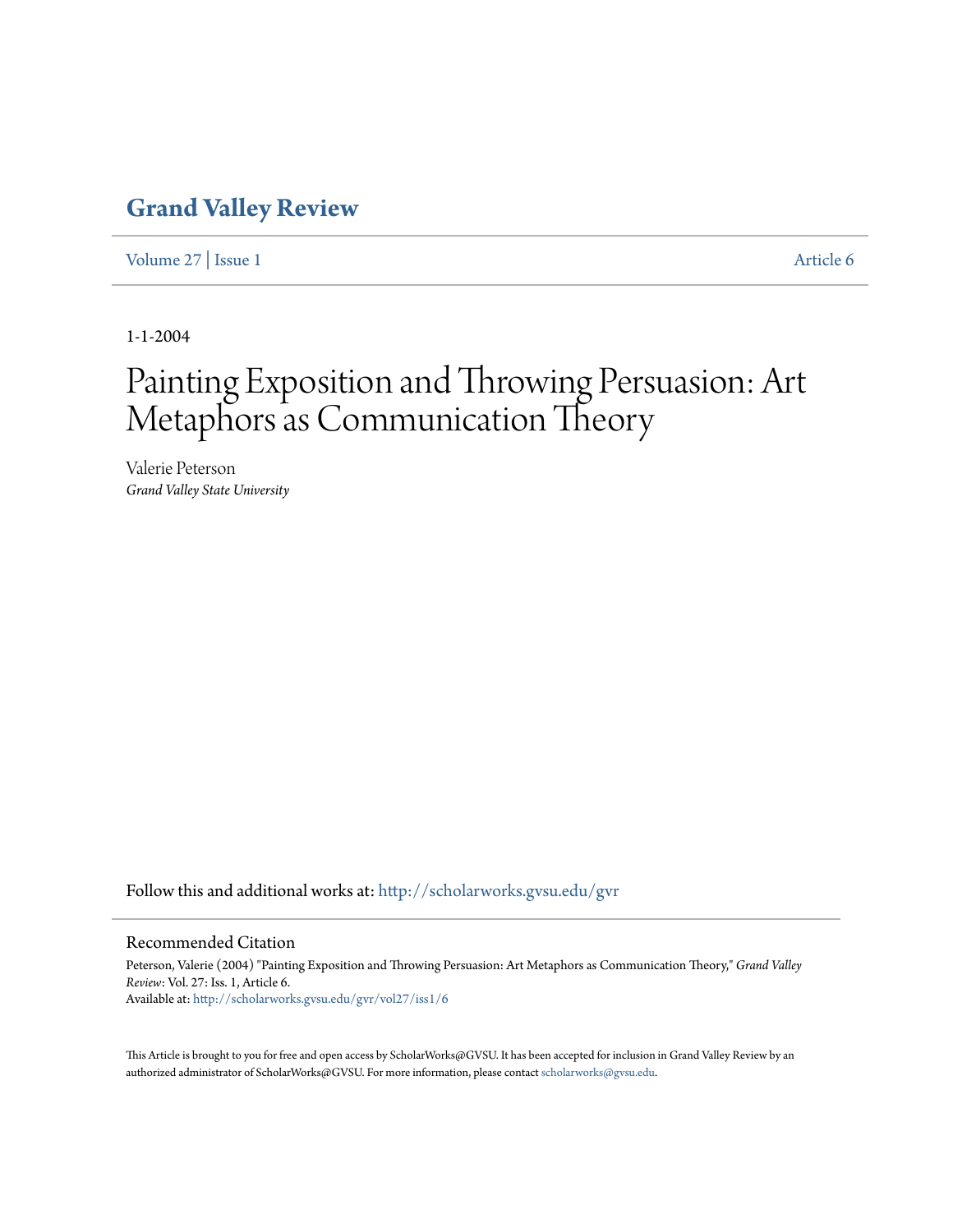# Grand Valley Review

Volume 27 | Issue 1 Article 6

1-1-2004

# Painting Exposition and Throwing Persuasion: Art Metaphors as Communication Theory

Valerie Peterson
*Grand Valley State University*

Follow this and additional works at: http://scholarworks.gvsu.edu/gvr

## Recommended Citation

Peterson, Valerie (2004) "Painting Exposition and Throwing Persuasion: Art Metaphors as Communication Theory," *Grand Valley Review*: Vol. 27: Iss. 1, Article 6.
Available at: http://scholarworks.gvsu.edu/gvr/vol27/iss1/6

This Article is brought to you for free and open access by ScholarWorks@GVSU. It has been accepted for inclusion in Grand Valley Review by an authorized administrator of ScholarWorks@GVSU. For more information, please contact scholarworks@gvsu.edu.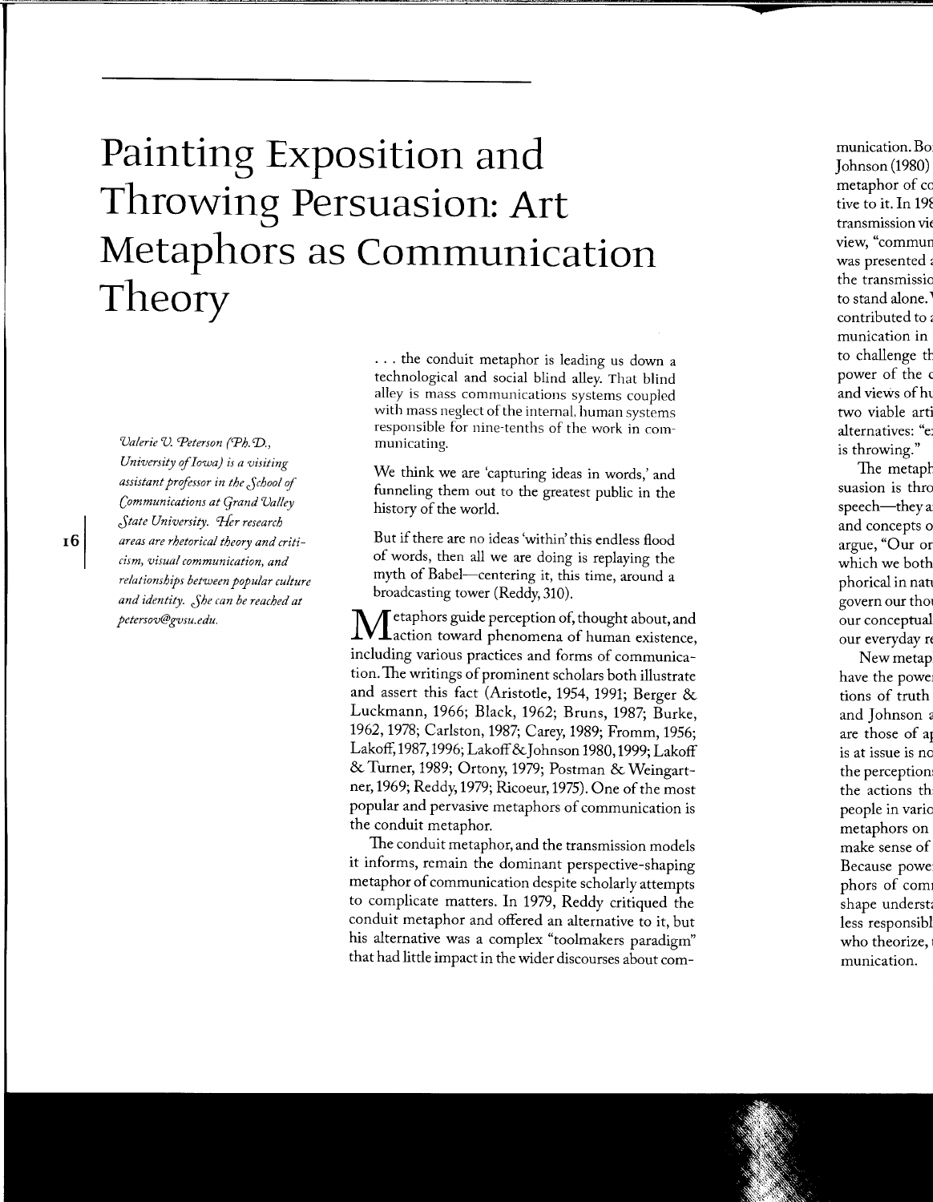# Painting Exposition and Throwing Persuasion: Art Metaphors as Communication Theory

*Valerie V. Peterson (Ph.D., University of Iowa) is a visiting assistant professor in the School of Communications at Grand Valley State University. Her research areas are rhetorical theory and criticism, visual communication, and relationships between popular culture and identity. She can be reached at petersov@gvsu.edu.*

> . . . the conduit metaphor is leading us down a technological and social blind alley. That blind alley is mass communications systems coupled with mass neglect of the internal, human systems responsible for nine-tenths of the work in communicating.
>
> We think we are 'capturing ideas in words,' and funneling them out to the greatest public in the history of the world.
>
> But if there are no ideas 'within' this endless flood of words, then all we are doing is replaying the myth of Babel—centering it, this time, around a broadcasting tower (Reddy, 310).

Metaphors guide perception of, thought about, and action toward phenomena of human existence, including various practices and forms of communication. The writings of prominent scholars both illustrate and assert this fact (Aristotle, 1954, 1991; Berger & Luckmann, 1966; Black, 1962; Bruns, 1987; Burke, 1962, 1978; Carlston, 1987; Carey, 1989; Fromm, 1956; Lakoff, 1987, 1996; Lakoff & Johnson 1980, 1999; Lakoff & Turner, 1989; Ortony, 1979; Postman & Weingartner, 1969; Reddy, 1979; Ricoeur, 1975). One of the most popular and pervasive metaphors of communication is the conduit metaphor.

The conduit metaphor, and the transmission models it informs, remain the dominant perspective-shaping metaphor of communication despite scholarly attempts to complicate matters. In 1979, Reddy critiqued the conduit metaphor and offered an alternative to it, but his alternative was a complex "toolmakers paradigm" that had little impact in the wider discourses about com-

munication. Bo
Johnson (1980)
metaphor of co
tive to it. In 198
transmission vie
view, "commun
was presented a
the transmissio
to stand alone.
contributed to a
munication in
to challenge th
power of the c
and views of hu
two viable arti
alternatives: "e
is throwing."

The metaph
suasion is thro
speech—they a
and concepts o
argue, "Our or
which we both
phorical in natu
govern our tho
our conceptual
our everyday re

New metap
have the powe
tions of truth
and Johnson a
are those of ap
is at issue is no
the perception
the actions th
people in vario
metaphors on
make sense of
Because powe
phors of comm
shape underst
less responsibl
who theorize,
munication.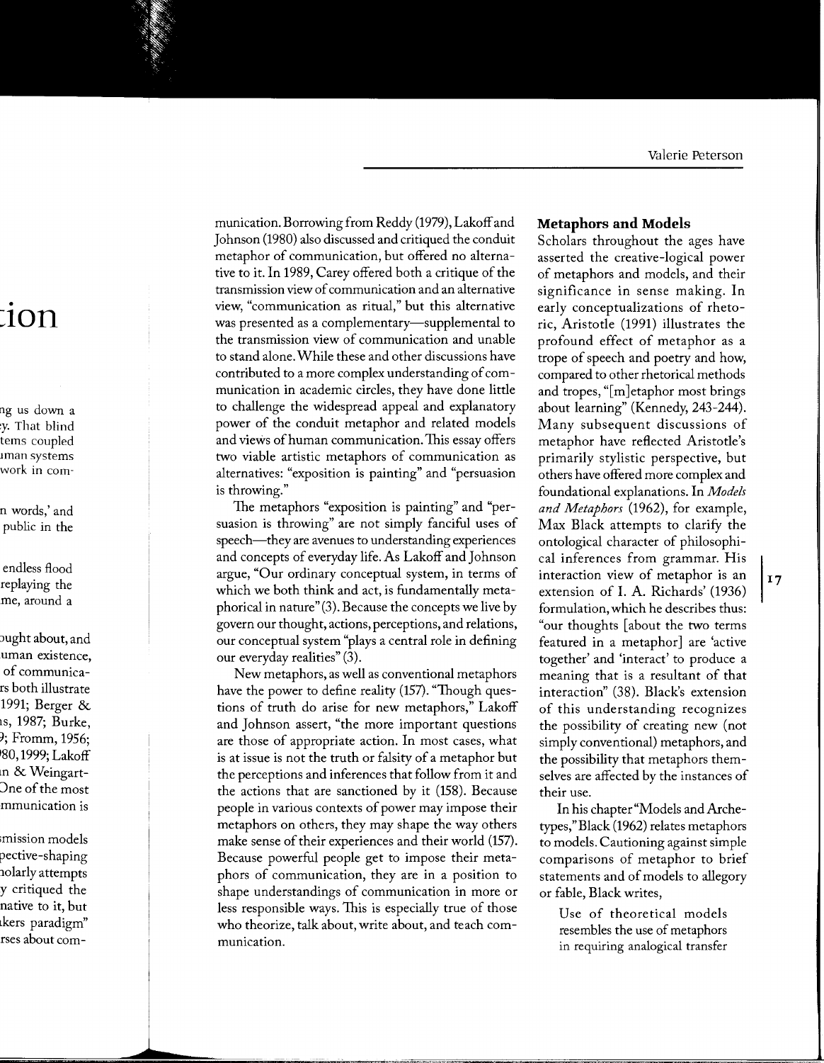munication. Borrowing from Reddy (1979), Lakoff and Johnson (1980) also discussed and critiqued the conduit metaphor of communication, but offered no alternative to it. In 1989, Carey offered both a critique of the transmission view of communication and an alternative view, "communication as ritual," but this alternative was presented as a complementary—supplemental to the transmission view of communication and unable to stand alone. While these and other discussions have contributed to a more complex understanding of communication in academic circles, they have done little to challenge the widespread appeal and explanatory power of the conduit metaphor and related models and views of human communication. This essay offers two viable artistic metaphors of communication as alternatives: "exposition is painting" and "persuasion is throwing."

The metaphors "exposition is painting" and "persuasion is throwing" are not simply fanciful uses of speech—they are avenues to understanding experiences and concepts of everyday life. As Lakoff and Johnson argue, "Our ordinary conceptual system, in terms of which we both think and act, is fundamentally metaphorical in nature" (3). Because the concepts we live by govern our thought, actions, perceptions, and relations, our conceptual system "plays a central role in defining our everyday realities" (3).

New metaphors, as well as conventional metaphors have the power to define reality (157). "Though questions of truth do arise for new metaphors," Lakoff and Johnson assert, "the more important questions are those of appropriate action. In most cases, what is at issue is not the truth or falsity of a metaphor but the perceptions and inferences that follow from it and the actions that are sanctioned by it (158). Because people in various contexts of power may impose their metaphors on others, they may shape the way others make sense of their experiences and their world (157). Because powerful people get to impose their metaphors of communication, they are in a position to shape understandings of communication in more or less responsible ways. This is especially true of those who theorize, talk about, write about, and teach communication.

## Metaphors and Models

Scholars throughout the ages have asserted the creative-logical power of metaphors and models, and their significance in sense making. In early conceptualizations of rhetoric, Aristotle (1991) illustrates the profound effect of metaphor as a trope of speech and poetry and how, compared to other rhetorical methods and tropes, "[m]etaphor most brings about learning" (Kennedy, 243-244). Many subsequent discussions of metaphor have reflected Aristotle's primarily stylistic perspective, but others have offered more complex and foundational explanations. In *Models and Metaphors* (1962), for example, Max Black attempts to clarify the ontological character of philosophical inferences from grammar. His interaction view of metaphor is an extension of I. A. Richards' (1936) formulation, which he describes thus: "our thoughts [about the two terms featured in a metaphor] are 'active together' and 'interact' to produce a meaning that is a resultant of that interaction" (38). Black's extension of this understanding recognizes the possibility of creating new (not simply conventional) metaphors, and the possibility that metaphors themselves are affected by the instances of their use.

In his chapter "Models and Archetypes," Black (1962) relates metaphors to models. Cautioning against simple comparisons of metaphor to brief statements and of models to allegory or fable, Black writes,

> Use of theoretical models resembles the use of metaphors in requiring analogical transfer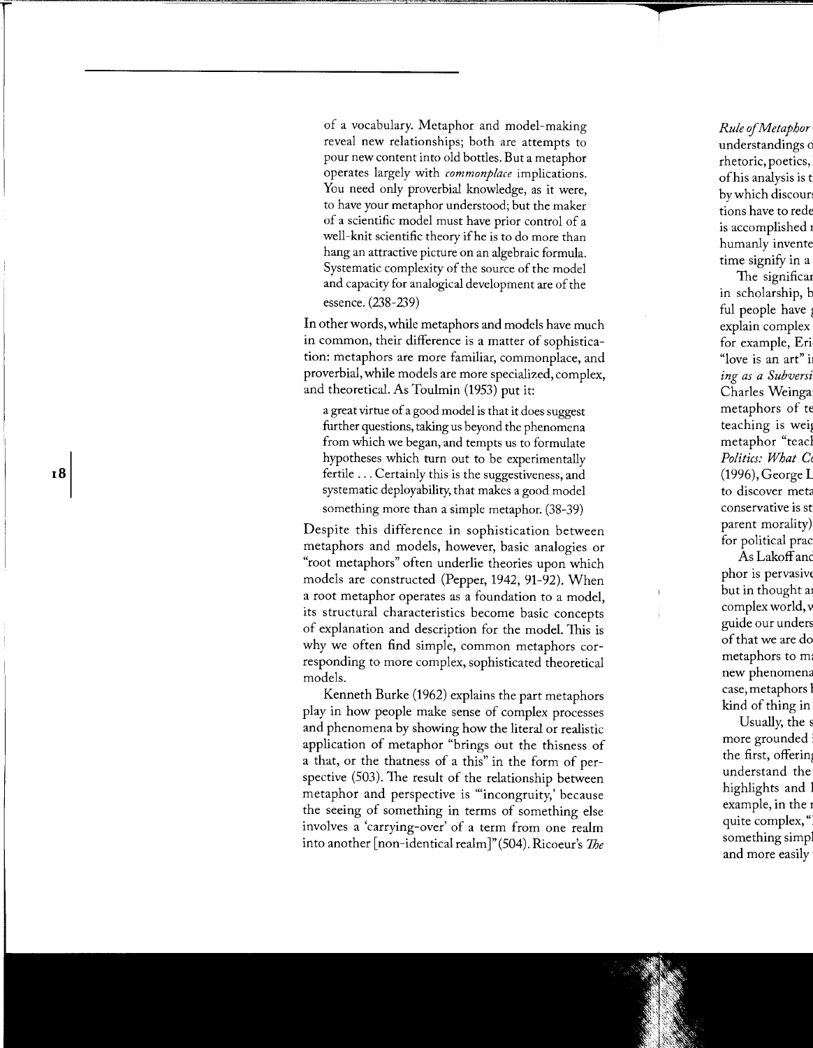of a vocabulary. Metaphor and model-making reveal new relationships; both are attempts to pour new content into old bottles. But a metaphor operates largely with *commonplace* implications. You need only proverbial knowledge, as it were, to have your metaphor understood; but the maker of a scientific model must have prior control of a well-knit scientific theory if he is to do more than hang an attractive picture on an algebraic formula. Systematic complexity of the source of the model and capacity for analogical development are of the essence. (238-239)

In other words, while metaphors and models have much in common, their difference is a matter of sophistication: metaphors are more familiar, commonplace, and proverbial, while models are more specialized, complex, and theoretical. As Toulmin (1953) put it:

> a great virtue of a good model is that it does suggest further questions, taking us beyond the phenomena from which we began, and tempts us to formulate hypotheses which turn out to be experimentally fertile . . . Certainly this is the suggestiveness, and systematic deployability, that makes a good model something more than a simple metaphor. (38-39)

Despite this difference in sophistication between metaphors and models, however, basic analogies or "root metaphors" often underlie theories upon which models are constructed (Pepper, 1942, 91-92). When a root metaphor operates as a foundation to a model, its structural characteristics become basic concepts of explanation and description for the model. This is why we often find simple, common metaphors corresponding to more complex, sophisticated theoretical models.

Kenneth Burke (1962) explains the part metaphors play in how people make sense of complex processes and phenomena by showing how the literal or realistic application of metaphor "brings out the thisness of a that, or the thatness of a this" in the form of perspective (503). The result of the relationship between metaphor and perspective is "'incongruity,' because the seeing of something in terms of something else involves a 'carrying-over' of a term from one realm into another [non-identical realm]" (504). Ricoeur's *The*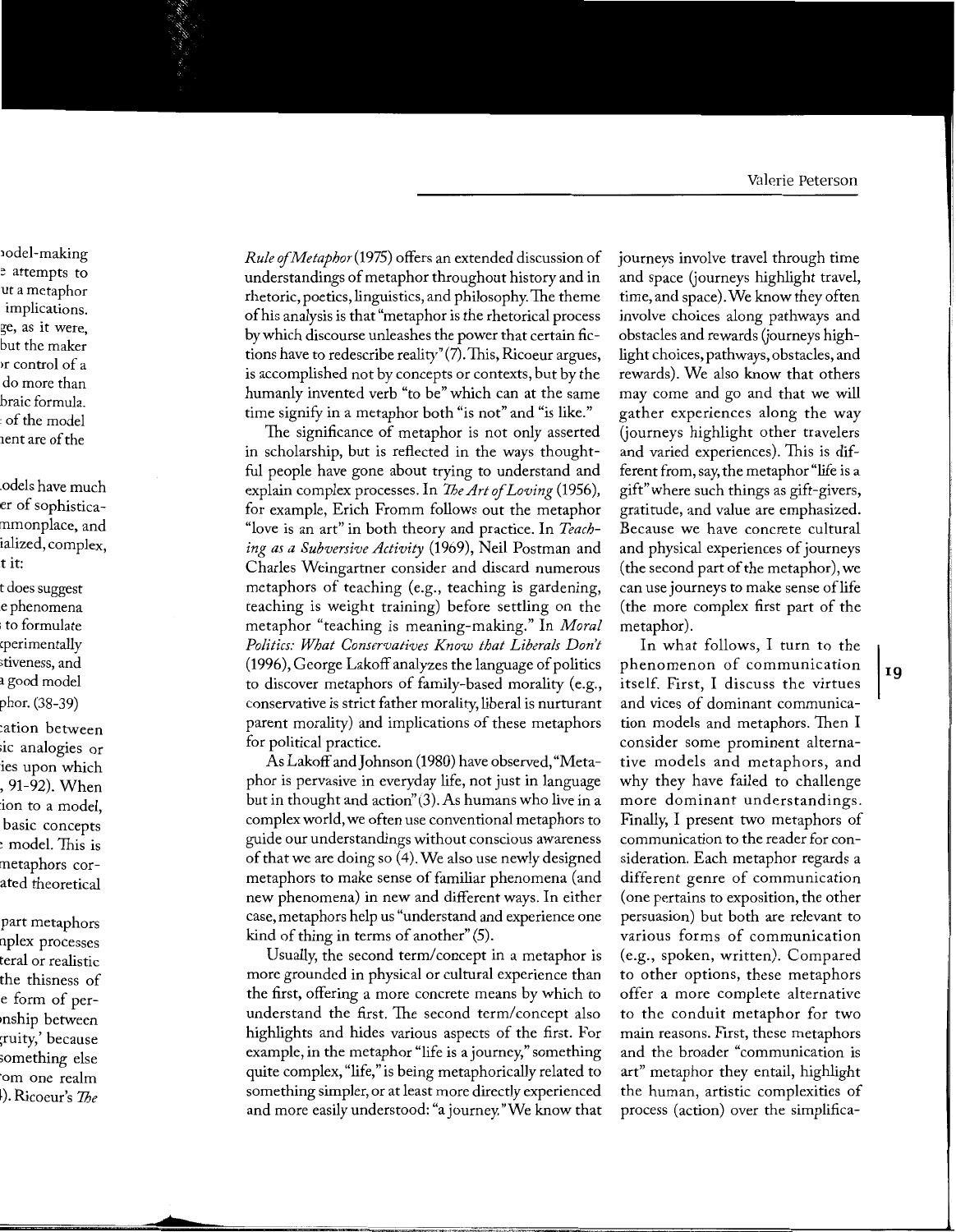*Rule of Metaphor* (1975) offers an extended discussion of understandings of metaphor throughout history and in rhetoric, poetics, linguistics, and philosophy. The theme of his analysis is that "metaphor is the rhetorical process by which discourse unleashes the power that certain fictions have to redescribe reality" (7). This, Ricoeur argues, is accomplished not by concepts or contexts, but by the humanly invented verb "to be" which can at the same time signify in a metaphor both "is not" and "is like."

The significance of metaphor is not only asserted in scholarship, but is reflected in the ways thoughtful people have gone about trying to understand and explain complex processes. In *The Art of Loving* (1956), for example, Erich Fromm follows out the metaphor "love is an art" in both theory and practice. In *Teaching as a Subversive Activity* (1969), Neil Postman and Charles Weingartner consider and discard numerous metaphors of teaching (e.g., teaching is gardening, teaching is weight training) before settling on the metaphor "teaching is meaning-making." In *Moral Politics: What Conservatives Know that Liberals Don't* (1996), George Lakoff analyzes the language of politics to discover metaphors of family-based morality (e.g., conservative is strict father morality, liberal is nurturant parent morality) and implications of these metaphors for political practice.

As Lakoff and Johnson (1980) have observed, "Metaphor is pervasive in everyday life, not just in language but in thought and action" (3). As humans who live in a complex world, we often use conventional metaphors to guide our understandings without conscious awareness of that we are doing so (4). We also use newly designed metaphors to make sense of familiar phenomena (and new phenomena) in new and different ways. In either case, metaphors help us "understand and experience one kind of thing in terms of another" (5).

Usually, the second term/concept in a metaphor is more grounded in physical or cultural experience than the first, offering a more concrete means by which to understand the first. The second term/concept also highlights and hides various aspects of the first. For example, in the metaphor "life is a journey," something quite complex, "life," is being metaphorically related to something simpler, or at least more directly experienced and more easily understood: "a journey." We know that journeys involve travel through time and space (journeys highlight travel, time, and space). We know they often involve choices along pathways and obstacles and rewards (journeys highlight choices, pathways, obstacles, and rewards). We also know that others may come and go and that we will gather experiences along the way (journeys highlight other travelers and varied experiences). This is different from, say, the metaphor "life is a gift" where such things as gift-givers, gratitude, and value are emphasized. Because we have concrete cultural and physical experiences of journeys (the second part of the metaphor), we can use journeys to make sense of life (the more complex first part of the metaphor).

In what follows, I turn to the phenomenon of communication itself. First, I discuss the virtues and vices of dominant communication models and metaphors. Then I consider some prominent alternative models and metaphors, and why they have failed to challenge more dominant understandings. Finally, I present two metaphors of communication to the reader for consideration. Each metaphor regards a different genre of communication (one pertains to exposition, the other persuasion) but both are relevant to various forms of communication (e.g., spoken, written). Compared to other options, these metaphors offer a more complete alternative to the conduit metaphor for two main reasons. First, these metaphors and the broader "communication is art" metaphor they entail, highlight the human, artistic complexities of process (action) over the simplifica-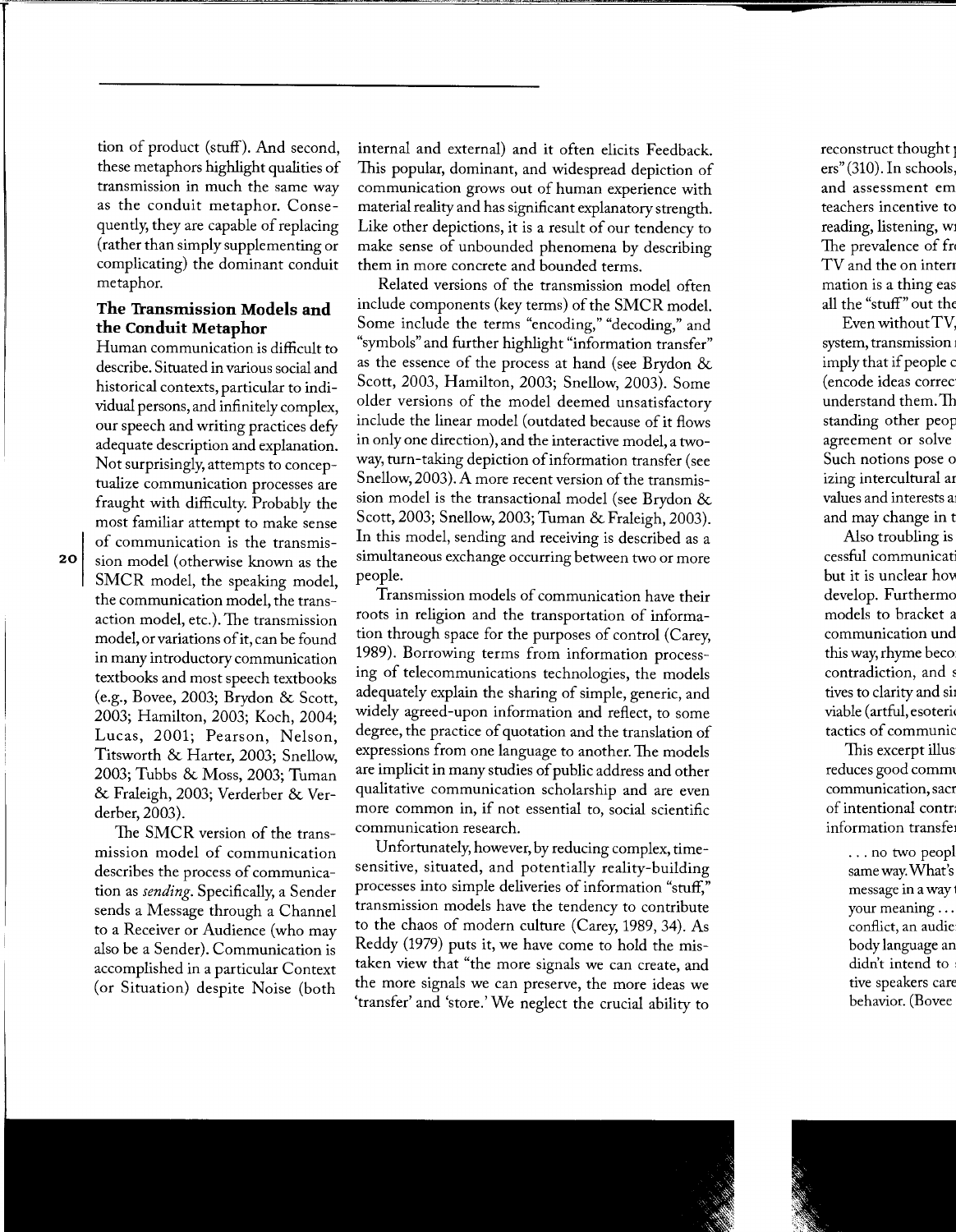tion of product (stuff). And second, these metaphors highlight qualities of transmission in much the same way as the conduit metaphor. Consequently, they are capable of replacing (rather than simply supplementing or complicating) the dominant conduit metaphor.

### The Transmission Models and the Conduit Metaphor

Human communication is difficult to describe. Situated in various social and historical contexts, particular to individual persons, and infinitely complex, our speech and writing practices defy adequate description and explanation. Not surprisingly, attempts to conceptualize communication processes are fraught with difficulty. Probably the most familiar attempt to make sense of communication is the transmission model (otherwise known as the SMCR model, the speaking model, the communication model, the transaction model, etc.). The transmission model, or variations of it, can be found in many introductory communication textbooks and most speech textbooks (e.g., Bovee, 2003; Brydon & Scott, 2003; Hamilton, 2003; Koch, 2004; Lucas, 2001; Pearson, Nelson, Titsworth & Harter, 2003; Snellow, 2003; Tubbs & Moss, 2003; Tuman & Fraleigh, 2003; Verderber & Verderber, 2003).

The SMCR version of the transmission model of communication describes the process of communication as *sending*. Specifically, a Sender sends a Message through a Channel to a Receiver or Audience (who may also be a Sender). Communication is accomplished in a particular Context (or Situation) despite Noise (both internal and external) and it often elicits Feedback. This popular, dominant, and widespread depiction of communication grows out of human experience with material reality and has significant explanatory strength. Like other depictions, it is a result of our tendency to make sense of unbounded phenomena by describing them in more concrete and bounded terms.

Related versions of the transmission model often include components (key terms) of the SMCR model. Some include the terms "encoding," "decoding," and "symbols" and further highlight "information transfer" as the essence of the process at hand (see Brydon & Scott, 2003, Hamilton, 2003; Snellow, 2003). Some older versions of the model deemed unsatisfactory include the linear model (outdated because of it flows in only one direction), and the interactive model, a two-way, turn-taking depiction of information transfer (see Snellow, 2003). A more recent version of the transmission model is the transactional model (see Brydon & Scott, 2003; Snellow, 2003; Tuman & Fraleigh, 2003). In this model, sending and receiving is described as a simultaneous exchange occurring between two or more people.

Transmission models of communication have their roots in religion and the transportation of information through space for the purposes of control (Carey, 1989). Borrowing terms from information processing of telecommunications technologies, the models adequately explain the sharing of simple, generic, and widely agreed-upon information and reflect, to some degree, the practice of quotation and the translation of expressions from one language to another. The models are implicit in many studies of public address and other qualitative communication scholarship and are even more common in, if not essential to, social scientific communication research.

Unfortunately, however, by reducing complex, time-sensitive, situated, and potentially reality-building processes into simple deliveries of information "stuff," transmission models have the tendency to contribute to the chaos of modern culture (Carey, 1989, 34). As Reddy (1979) puts it, we have come to hold the mistaken view that "the more signals we can create, and the more signals we can preserve, the more ideas we 'transfer' and 'store.' We neglect the crucial ability to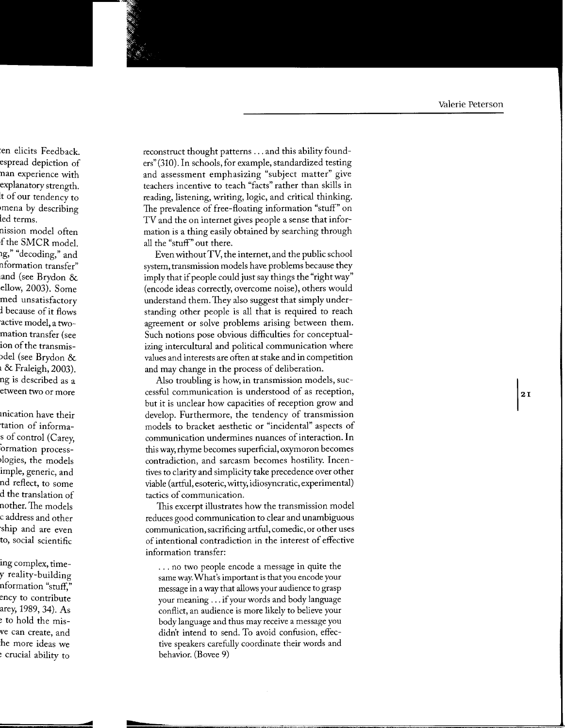reconstruct thought patterns . . . and this ability founders" (310). In schools, for example, standardized testing and assessment emphasizing "subject matter" give teachers incentive to teach "facts" rather than skills in reading, listening, writing, logic, and critical thinking. The prevalence of free-floating information "stuff" on TV and the on internet gives people a sense that information is a thing easily obtained by searching through all the "stuff" out there.

Even without TV, the internet, and the public school system, transmission models have problems because they imply that if people could just say things the "right way" (encode ideas correctly, overcome noise), others would understand them. They also suggest that simply understanding other people is all that is required to reach agreement or solve problems arising between them. Such notions pose obvious difficulties for conceptualizing intercultural and political communication where values and interests are often at stake and in competition and may change in the process of deliberation.

Also troubling is how, in transmission models, successful communication is understood of as reception, but it is unclear how capacities of reception grow and develop. Furthermore, the tendency of transmission models to bracket aesthetic or "incidental" aspects of communication undermines nuances of interaction. In this way, rhyme becomes superficial, oxymoron becomes contradiction, and sarcasm becomes hostility. Incentives to clarity and simplicity take precedence over other viable (artful, esoteric, witty, idiosyncratic, experimental) tactics of communication.

This excerpt illustrates how the transmission model reduces good communication to clear and unambiguous communication, sacrificing artful, comedic, or other uses of intentional contradiction in the interest of effective information transfer:

> . . . no two people encode a message in quite the same way. What's important is that you encode your message in a way that allows your audience to grasp your meaning . . . if your words and body language conflict, an audience is more likely to believe your body language and thus may receive a message you didn't intend to send. To avoid confusion, effective speakers carefully coordinate their words and behavior. (Bovee 9)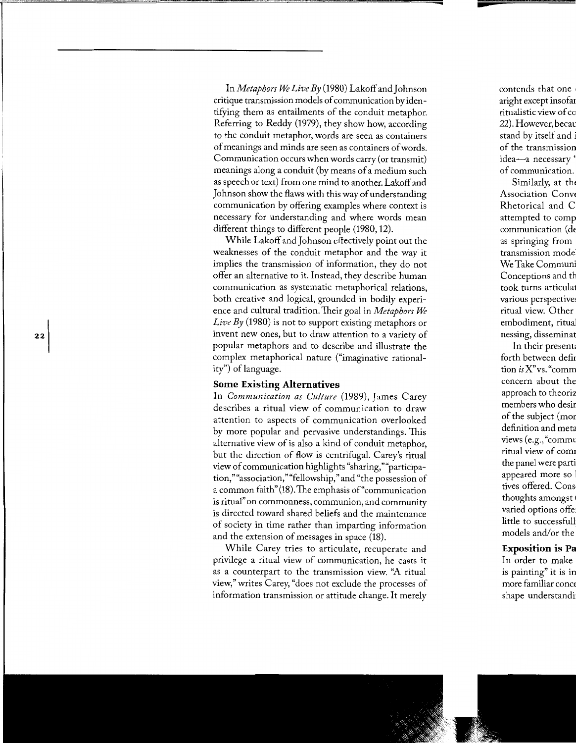In *Metaphors We Live By* (1980) Lakoff and Johnson critique transmission models of communication by identifying them as entailments of the conduit metaphor. Referring to Reddy (1979), they show how, according to the conduit metaphor, words are seen as containers of meanings and minds are seen as containers of words. Communication occurs when words carry (or transmit) meanings along a conduit (by means of a medium such as speech or text) from one mind to another. Lakoff and Johnson show the flaws with this way of understanding communication by offering examples where context is necessary for understanding and where words mean different things to different people (1980, 12).

While Lakoff and Johnson effectively point out the weaknesses of the conduit metaphor and the way it implies the transmission of information, they do not offer an alternative to it. Instead, they describe human communication as systematic metaphorical relations, both creative and logical, grounded in bodily experience and cultural tradition. Their goal in *Metaphors We Live By* (1980) is not to support existing metaphors or invent new ones, but to draw attention to a variety of popular metaphors and to describe and illustrate the complex metaphorical nature ("imaginative rationality") of language.

### Some Existing Alternatives

In *Communication as Culture* (1989), James Carey describes a ritual view of communication to draw attention to aspects of communication overlooked by more popular and pervasive understandings. This alternative view of is also a kind of conduit metaphor, but the direction of flow is centrifugal. Carey's ritual view of communication highlights "sharing," "participation," "association," "fellowship," and "the possession of a common faith" (18). The emphasis of "communication is ritual" on commonness, communion, and community is directed toward shared beliefs and the maintenance of society in time rather than imparting information and the extension of messages in space (18).

While Carey tries to articulate, recuperate and privilege a ritual view of communication, he casts it as a counterpart to the transmission view. "A ritual view," writes Carey, "does not exclude the processes of information transmission or attitude change. It merely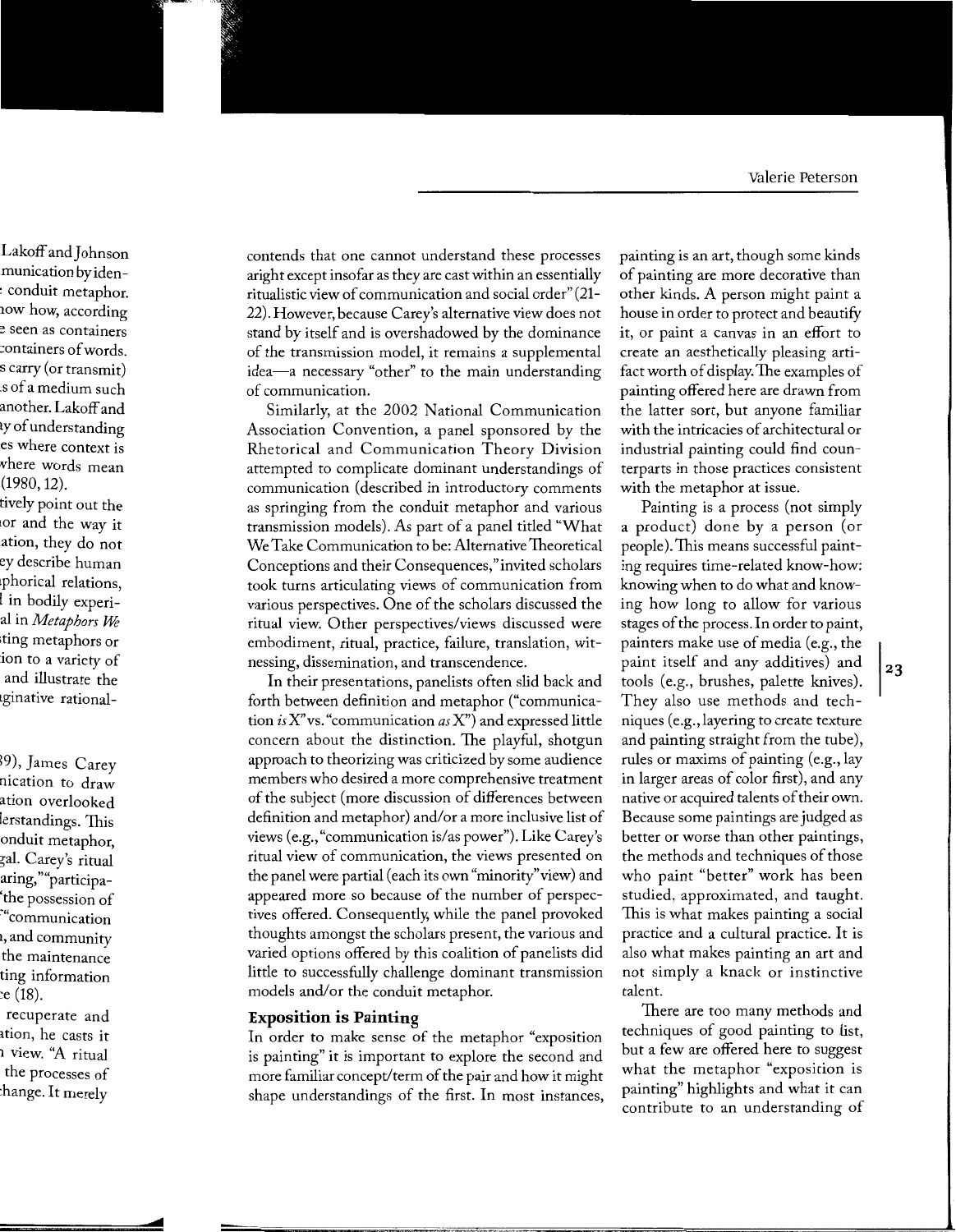contends that one cannot understand these processes aright except insofar as they are cast within an essentially ritualistic view of communication and social order" (21-22). However, because Carey's alternative view does not stand by itself and is overshadowed by the dominance of the transmission model, it remains a supplemental idea—a necessary "other" to the main understanding of communication.

Similarly, at the 2002 National Communication Association Convention, a panel sponsored by the Rhetorical and Communication Theory Division attempted to complicate dominant understandings of communication (described in introductory comments as springing from the conduit metaphor and various transmission models). As part of a panel titled "What We Take Communication to be: Alternative Theoretical Conceptions and their Consequences," invited scholars took turns articulating views of communication from various perspectives. One of the scholars discussed the ritual view. Other perspectives/views discussed were embodiment, ritual, practice, failure, translation, witnessing, dissemination, and transcendence.

In their presentations, panelists often slid back and forth between definition and metaphor ("communication *is* X" vs. "communication *as* X") and expressed little concern about the distinction. The playful, shotgun approach to theorizing was criticized by some audience members who desired a more comprehensive treatment of the subject (more discussion of differences between definition and metaphor) and/or a more inclusive list of views (e.g., "communication is/as power"). Like Carey's ritual view of communication, the views presented on the panel were partial (each its own "minority" view) and appeared more so because of the number of perspectives offered. Consequently, while the panel provoked thoughts amongst the scholars present, the various and varied options offered by this coalition of panelists did little to successfully challenge dominant transmission models and/or the conduit metaphor.

## Exposition is Painting

In order to make sense of the metaphor "exposition is painting" it is important to explore the second and more familiar concept/term of the pair and how it might shape understandings of the first. In most instances, painting is an art, though some kinds of painting are more decorative than other kinds. A person might paint a house in order to protect and beautify it, or paint a canvas in an effort to create an aesthetically pleasing artifact worth of display. The examples of painting offered here are drawn from the latter sort, but anyone familiar with the intricacies of architectural or industrial painting could find counterparts in those practices consistent with the metaphor at issue.

Painting is a process (not simply a product) done by a person (or people). This means successful painting requires time-related know-how: knowing when to do what and knowing how long to allow for various stages of the process. In order to paint, painters make use of media (e.g., the paint itself and any additives) and tools (e.g., brushes, palette knives). They also use methods and techniques (e.g., layering to create texture and painting straight from the tube), rules or maxims of painting (e.g., lay in larger areas of color first), and any native or acquired talents of their own. Because some paintings are judged as better or worse than other paintings, the methods and techniques of those who paint "better" work has been studied, approximated, and taught. This is what makes painting a social practice and a cultural practice. It is also what makes painting an art and not simply a knack or instinctive talent.

There are too many methods and techniques of good painting to list, but a few are offered here to suggest what the metaphor "exposition is painting" highlights and what it can contribute to an understanding of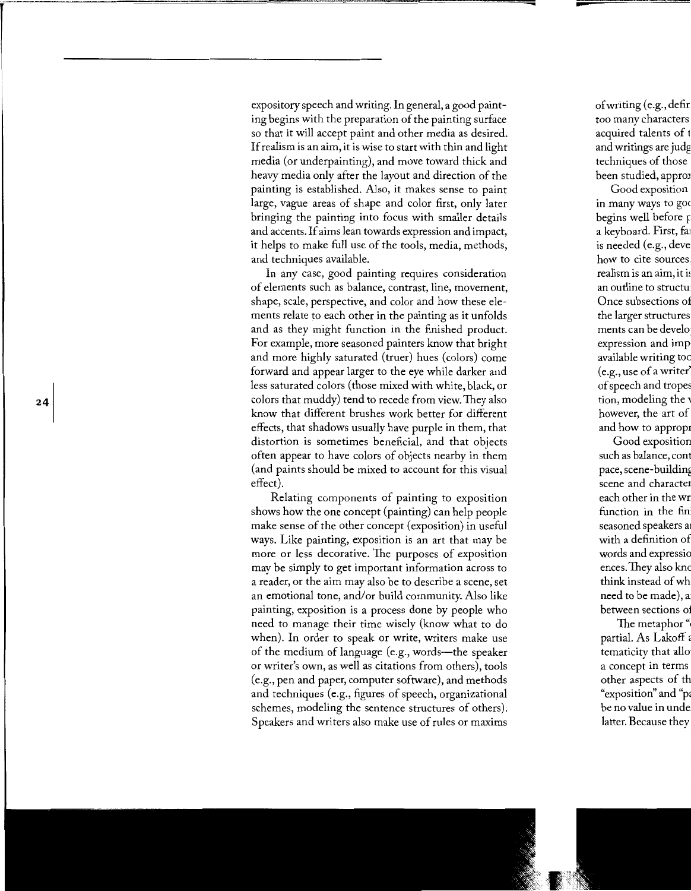expository speech and writing. In general, a good painting begins with the preparation of the painting surface so that it will accept paint and other media as desired. If realism is an aim, it is wise to start with thin and light media (or underpainting), and move toward thick and heavy media only after the layout and direction of the painting is established. Also, it makes sense to paint large, vague areas of shape and color first, only later bringing the painting into focus with smaller details and accents. If aims lean towards expression and impact, it helps to make full use of the tools, media, methods, and techniques available.

In any case, good painting requires consideration of elements such as balance, contrast, line, movement, shape, scale, perspective, and color and how these elements relate to each other in the painting as it unfolds and as they might function in the finished product. For example, more seasoned painters know that bright and more highly saturated (truer) hues (colors) come forward and appear larger to the eye while darker and less saturated colors (those mixed with white, black, or colors that muddy) tend to recede from view. They also know that different brushes work better for different effects, that shadows usually have purple in them, that distortion is sometimes beneficial, and that objects often appear to have colors of objects nearby in them (and paints should be mixed to account for this visual effect).

Relating components of painting to exposition shows how the one concept (painting) can help people make sense of the other concept (exposition) in useful ways. Like painting, exposition is an art that may be more or less decorative. The purposes of exposition may be simply to get important information across to a reader, or the aim may also be to describe a scene, set an emotional tone, and/or build community. Also like painting, exposition is a process done by people who need to manage their time wisely (know what to do when). In order to speak or write, writers make use of the medium of language (e.g., words—the speaker or writer's own, as well as citations from others), tools (e.g., pen and paper, computer software), and methods and techniques (e.g., figures of speech, organizational schemes, modeling the sentence structures of others). Speakers and writers also make use of rules or maxims

of writing (e.g., defir
too many characters
acquired talents of t
and writings are judg
techniques of those
been studied, approx

Good exposition
in many ways to goo
begins well before p
a keyboard. First, fa
is needed (e.g., deve
how to cite sources
realism is an aim, it is
an outline to structu
Once subsections of
the larger structures
ments can be develo
expression and imp
available writing too
(e.g., use of a writer'
of speech and tropes
tion, modeling the v
however, the art of
and how to appropr

Good exposition
such as balance, cont
pace, scene-building
scene and characte
each other in the wr
function in the fin
seasoned speakers a
with a definition of
words and expressio
ences. They also kno
think instead of wh
need to be made), a
between sections o

The metaphor "
partial. As Lakoff a
tematicity that allo
a concept in terms
other aspects of th
"exposition" and "p
be no value in unde
latter. Because they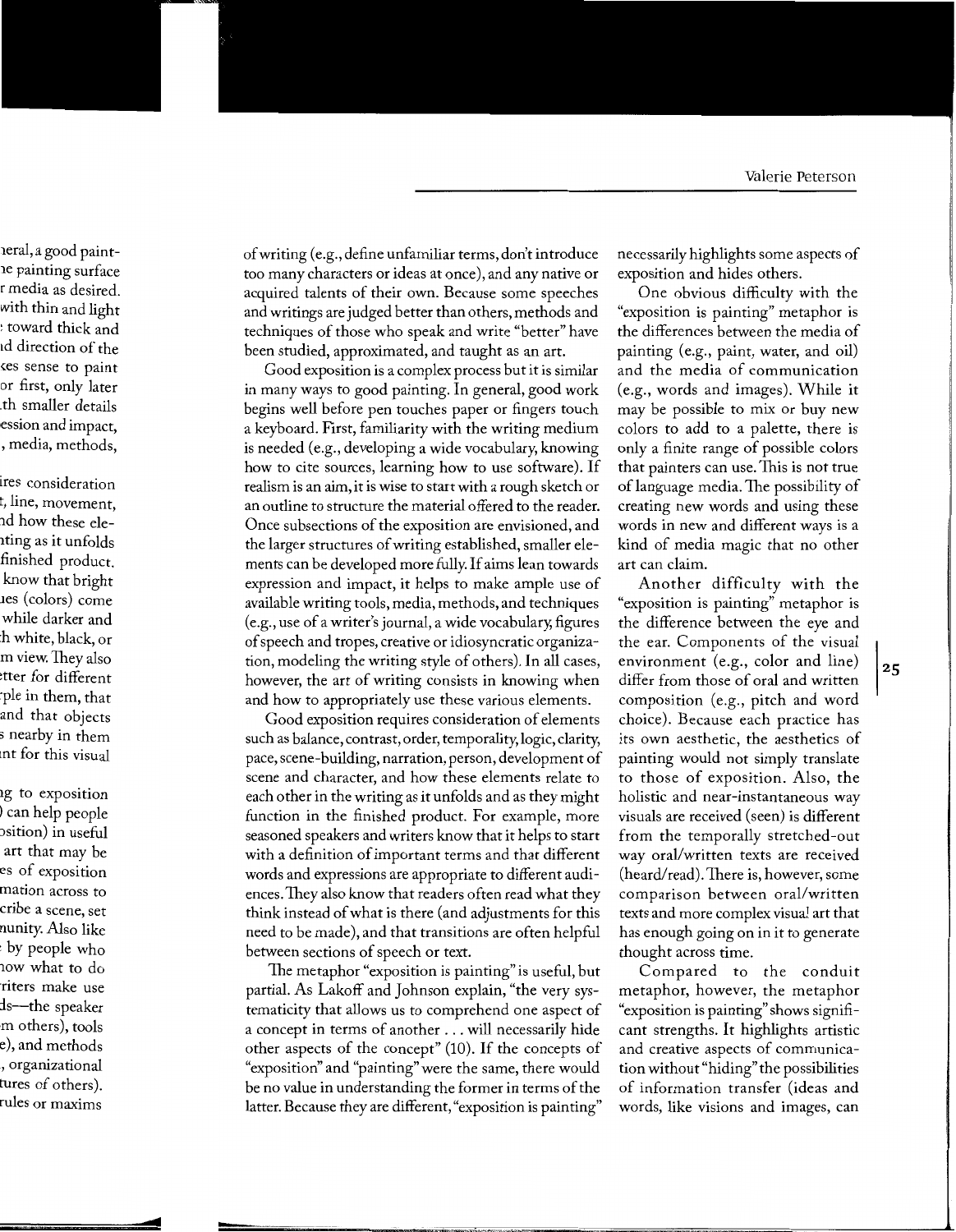of writing (e.g., define unfamiliar terms, don't introduce too many characters or ideas at once), and any native or acquired talents of their own. Because some speeches and writings are judged better than others, methods and techniques of those who speak and write "better" have been studied, approximated, and taught as an art.

Good exposition is a complex process but it is similar in many ways to good painting. In general, good work begins well before pen touches paper or fingers touch a keyboard. First, familiarity with the writing medium is needed (e.g., developing a wide vocabulary, knowing how to cite sources, learning how to use software). If realism is an aim, it is wise to start with a rough sketch or an outline to structure the material offered to the reader. Once subsections of the exposition are envisioned, and the larger structures of writing established, smaller elements can be developed more fully. If aims lean towards expression and impact, it helps to make ample use of available writing tools, media, methods, and techniques (e.g., use of a writer's journal, a wide vocabulary, figures of speech and tropes, creative or idiosyncratic organization, modeling the writing style of others). In all cases, however, the art of writing consists in knowing when and how to appropriately use these various elements.

Good exposition requires consideration of elements such as balance, contrast, order, temporality, logic, clarity, pace, scene-building, narration, person, development of scene and character, and how these elements relate to each other in the writing as it unfolds and as they might function in the finished product. For example, more seasoned speakers and writers know that it helps to start with a definition of important terms and that different words and expressions are appropriate to different audiences. They also know that readers often read what they think instead of what is there (and adjustments for this need to be made), and that transitions are often helpful between sections of speech or text.

The metaphor "exposition is painting" is useful, but partial. As Lakoff and Johnson explain, "the very systematicity that allows us to comprehend one aspect of a concept in terms of another . . . will necessarily hide other aspects of the concept" (10). If the concepts of "exposition" and "painting" were the same, there would be no value in understanding the former in terms of the latter. Because they are different, "exposition is painting" necessarily highlights some aspects of exposition and hides others.

One obvious difficulty with the "exposition is painting" metaphor is the differences between the media of painting (e.g., paint, water, and oil) and the media of communication (e.g., words and images). While it may be possible to mix or buy new colors to add to a palette, there is only a finite range of possible colors that painters can use. This is not true of language media. The possibility of creating new words and using these words in new and different ways is a kind of media magic that no other art can claim.

Another difficulty with the "exposition is painting" metaphor is the difference between the eye and the ear. Components of the visual environment (e.g., color and line) differ from those of oral and written composition (e.g., pitch and word choice). Because each practice has its own aesthetic, the aesthetics of painting would not simply translate to those of exposition. Also, the holistic and near-instantaneous way visuals are received (seen) is different from the temporally stretched-out way oral/written texts are received (heard/read). There is, however, some comparison between oral/written texts and more complex visual art that has enough going on in it to generate thought across time.

Compared to the conduit metaphor, however, the metaphor "exposition is painting" shows significant strengths. It highlights artistic and creative aspects of communication without "hiding" the possibilities of information transfer (ideas and words, like visions and images, can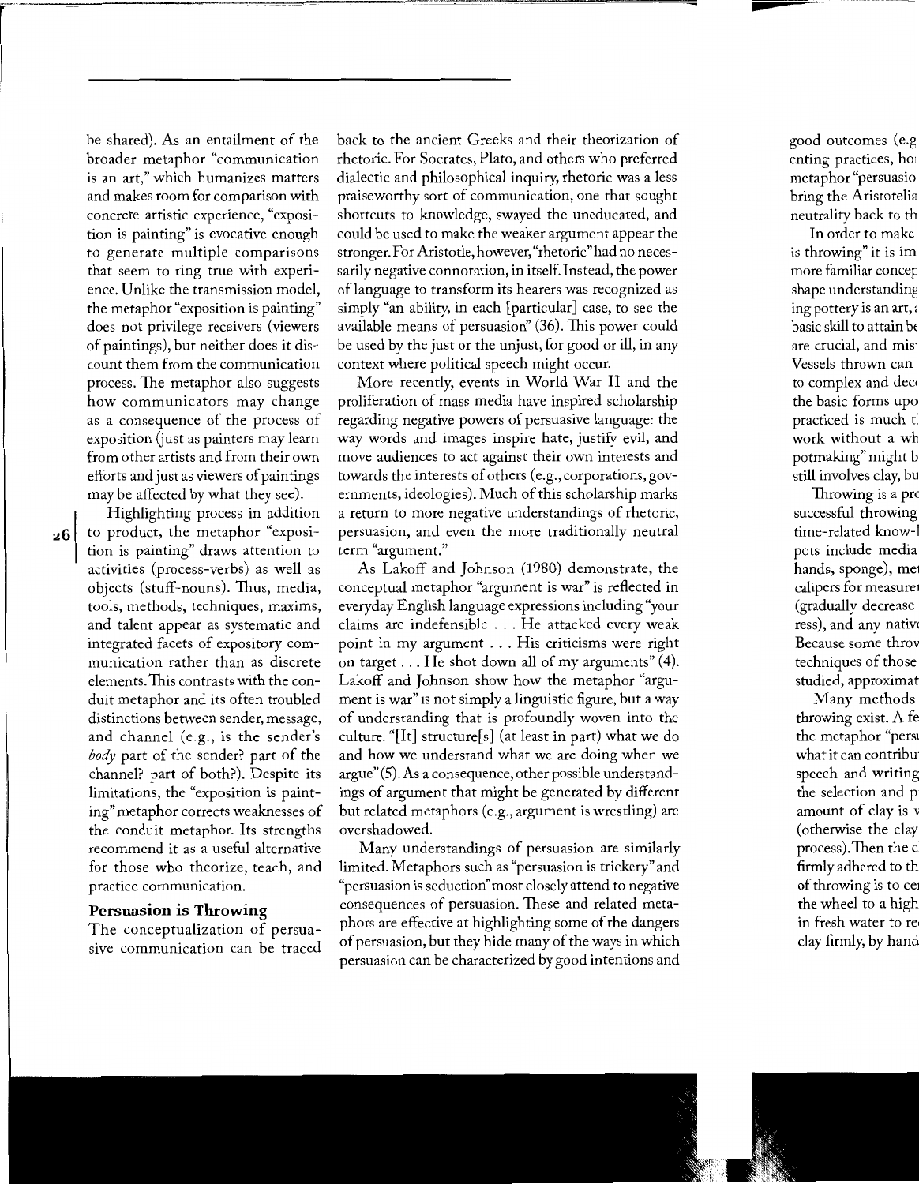be shared). As an entailment of the broader metaphor "communication is an art," which humanizes matters and makes room for comparison with concrete artistic experience, "exposition is painting" is evocative enough to generate multiple comparisons that seem to ring true with experience. Unlike the transmission model, the metaphor "exposition is painting" does not privilege receivers (viewers of paintings), but neither does it discount them from the communication process. The metaphor also suggests how communicators may change as a consequence of the process of exposition (just as painters may learn from other artists and from their own efforts and just as viewers of paintings may be affected by what they see).

Highlighting process in addition to product, the metaphor "exposition is painting" draws attention to activities (process-verbs) as well as objects (stuff-nouns). Thus, media, tools, methods, techniques, maxims, and talent appear as systematic and integrated facets of expository communication rather than as discrete elements. This contrasts with the conduit metaphor and its often troubled distinctions between sender, message, and channel (e.g., is the sender's *body* part of the sender? part of the channel? part of both?). Despite its limitations, the "exposition is painting" metaphor corrects weaknesses of the conduit metaphor. Its strengths recommend it as a useful alternative for those who theorize, teach, and practice communication.

### Persuasion is Throwing

The conceptualization of persuasive communication can be traced back to the ancient Greeks and their theorization of rhetoric. For Socrates, Plato, and others who preferred dialectic and philosophical inquiry, rhetoric was a less praiseworthy sort of communication, one that sought shortcuts to knowledge, swayed the uneducated, and could be used to make the weaker argument appear the stronger. For Aristotle, however, "rhetoric" had no necessarily negative connotation, in itself. Instead, the power of language to transform its hearers was recognized as simply "an ability, in each [particular] case, to see the available means of persuasion" (36). This power could be used by the just or the unjust, for good or ill, in any context where political speech might occur.

More recently, events in World War II and the proliferation of mass media have inspired scholarship regarding negative powers of persuasive language: the way words and images inspire hate, justify evil, and move audiences to act against their own interests and towards the interests of others (e.g., corporations, governments, ideologies). Much of this scholarship marks a return to more negative understandings of rhetoric, persuasion, and even the more traditionally neutral term "argument."

As Lakoff and Johnson (1980) demonstrate, the conceptual metaphor "argument is war" is reflected in everyday English language expressions including "your claims are indefensible . . . He attacked every weak point in my argument . . . His criticisms were right on target . . . He shot down all of my arguments" (4). Lakoff and Johnson show how the metaphor "argument is war" is not simply a linguistic figure, but a way of understanding that is profoundly woven into the culture. "[It] structure[s] (at least in part) what we do and how we understand what we are doing when we argue" (5). As a consequence, other possible understandings of argument that might be generated by different but related metaphors (e.g., argument is wrestling) are overshadowed.

Many understandings of persuasion are similarly limited. Metaphors such as "persuasion is trickery" and "persuasion is seduction" most closely attend to negative consequences of persuasion. These and related metaphors are effective at highlighting some of the dangers of persuasion, but they hide many of the ways in which persuasion can be characterized by good intentions and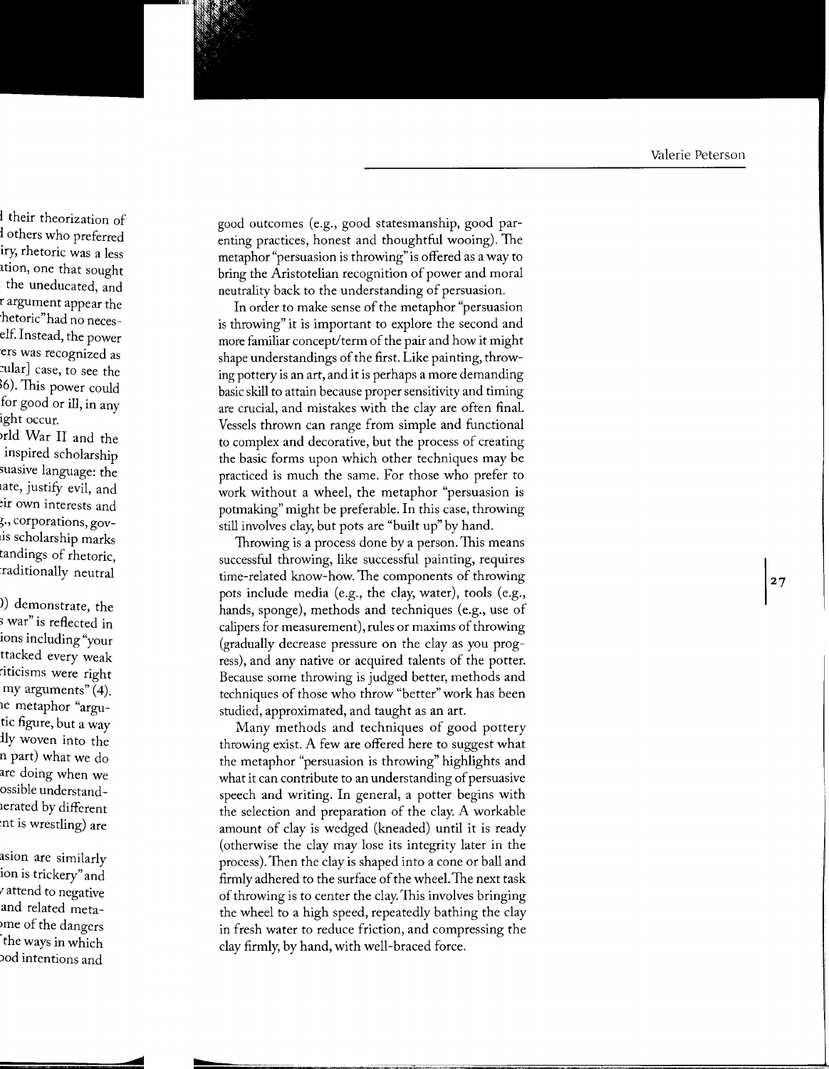good outcomes (e.g., good statesmanship, good parenting practices, honest and thoughtful wooing). The metaphor "persuasion is throwing" is offered as a way to bring the Aristotelian recognition of power and moral neutrality back to the understanding of persuasion.

In order to make sense of the metaphor "persuasion is throwing" it is important to explore the second and more familiar concept/term of the pair and how it might shape understandings of the first. Like painting, throwing pottery is an art, and it is perhaps a more demanding basic skill to attain because proper sensitivity and timing are crucial, and mistakes with the clay are often final. Vessels thrown can range from simple and functional to complex and decorative, but the process of creating the basic forms upon which other techniques may be practiced is much the same. For those who prefer to work without a wheel, the metaphor "persuasion is potmaking" might be preferable. In this case, throwing still involves clay, but pots are "built up" by hand.

Throwing is a process done by a person. This means successful throwing, like successful painting, requires time-related know-how. The components of throwing pots include media (e.g., the clay, water), tools (e.g., hands, sponge), methods and techniques (e.g., use of calipers for measurement), rules or maxims of throwing (gradually decrease pressure on the clay as you progress), and any native or acquired talents of the potter. Because some throwing is judged better, methods and techniques of those who throw "better" work has been studied, approximated, and taught as an art.

Many methods and techniques of good pottery throwing exist. A few are offered here to suggest what the metaphor "persuasion is throwing" highlights and what it can contribute to an understanding of persuasive speech and writing. In general, a potter begins with the selection and preparation of the clay. A workable amount of clay is wedged (kneaded) until it is ready (otherwise the clay may lose its integrity later in the process). Then the clay is shaped into a cone or ball and firmly adhered to the surface of the wheel. The next task of throwing is to center the clay. This involves bringing the wheel to a high speed, repeatedly bathing the clay in fresh water to reduce friction, and compressing the clay firmly, by hand, with well-braced force.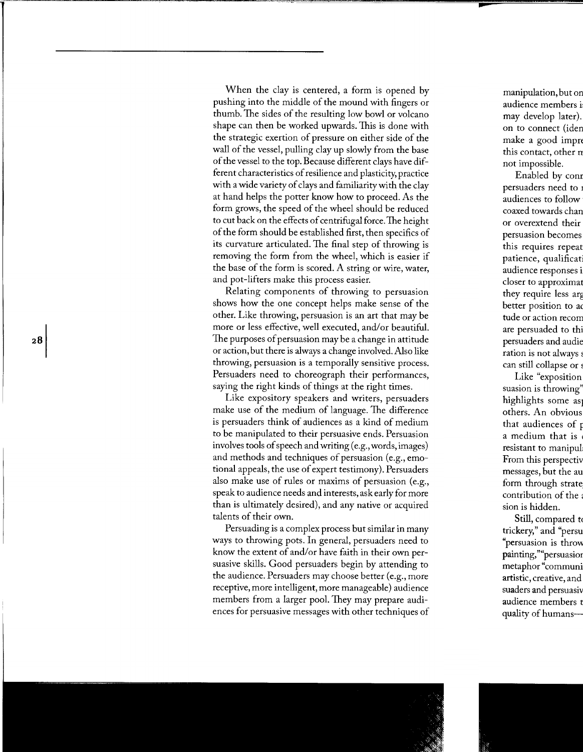When the clay is centered, a form is opened by pushing into the middle of the mound with fingers or thumb. The sides of the resulting low bowl or volcano shape can then be worked upwards. This is done with the strategic exertion of pressure on either side of the wall of the vessel, pulling clay up slowly from the base of the vessel to the top. Because different clays have different characteristics of resilience and plasticity, practice with a wide variety of clays and familiarity with the clay at hand helps the potter know how to proceed. As the form grows, the speed of the wheel should be reduced to cut back on the effects of centrifugal force. The height of the form should be established first, then specifics of its curvature articulated. The final step of throwing is removing the form from the wheel, which is easier if the base of the form is scored. A string or wire, water, and pot-lifters make this process easier.

Relating components of throwing to persuasion shows how the one concept helps make sense of the other. Like throwing, persuasion is an art that may be more or less effective, well executed, and/or beautiful. The purposes of persuasion may be a change in attitude or action, but there is always a change involved. Also like throwing, persuasion is a temporally sensitive process. Persuaders need to choreograph their performances, saying the right kinds of things at the right times.

Like expository speakers and writers, persuaders make use of the medium of language. The difference is persuaders think of audiences as a kind of medium to be manipulated to their persuasive ends. Persuasion involves tools of speech and writing (e.g., words, images) and methods and techniques of persuasion (e.g., emotional appeals, the use of expert testimony). Persuaders also make use of rules or maxims of persuasion (e.g., speak to audience needs and interests, ask early for more than is ultimately desired), and any native or acquired talents of their own.

Persuading is a complex process but similar in many ways to throwing pots. In general, persuaders need to know the extent of and/or have faith in their own persuasive skills. Good persuaders begin by attending to the audience. Persuaders may choose better (e.g., more receptive, more intelligent, more manageable) audience members from a larger pool. They may prepare audiences for persuasive messages with other techniques of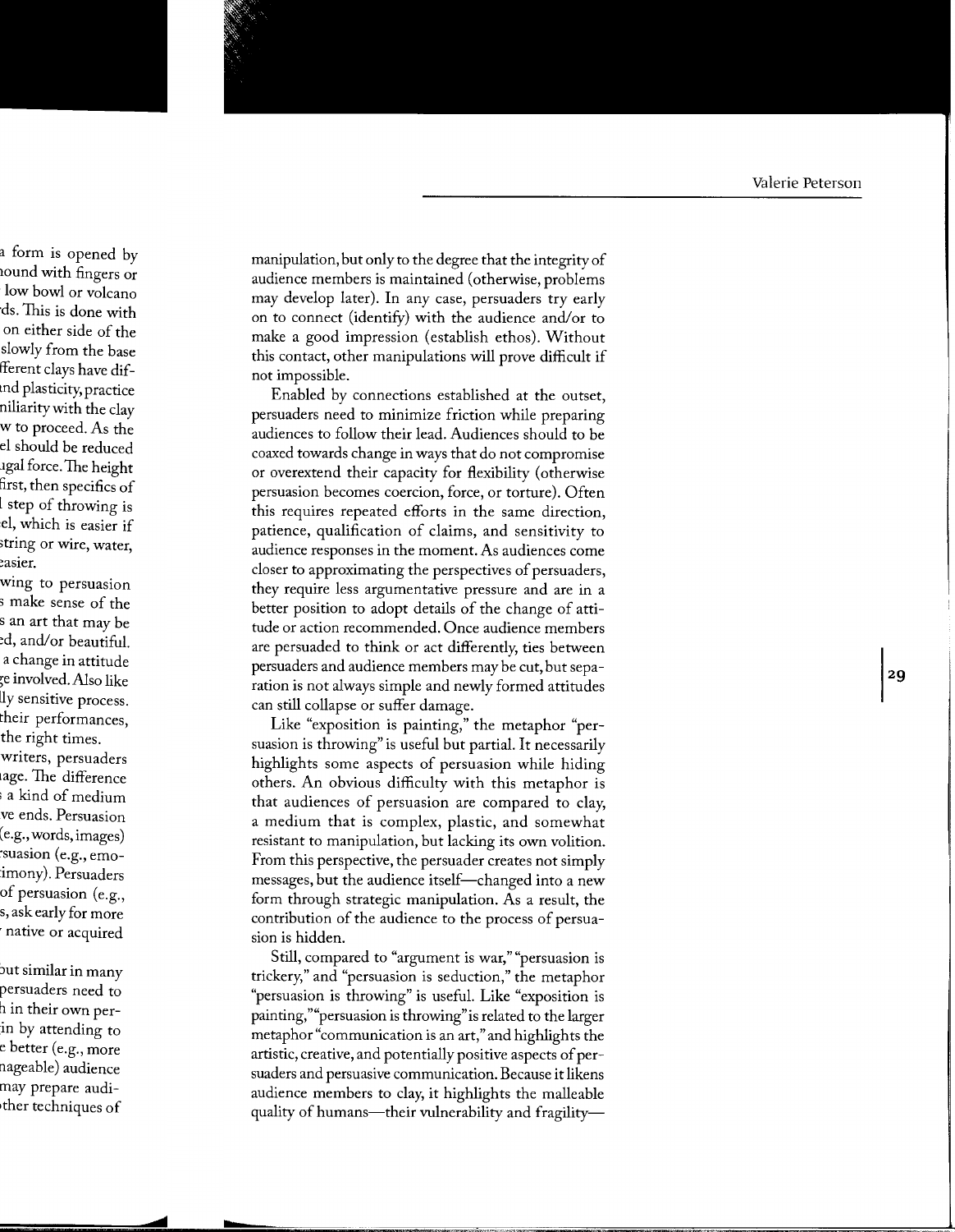manipulation, but only to the degree that the integrity of audience members is maintained (otherwise, problems may develop later). In any case, persuaders try early on to connect (identify) with the audience and/or to make a good impression (establish ethos). Without this contact, other manipulations will prove difficult if not impossible.

Enabled by connections established at the outset, persuaders need to minimize friction while preparing audiences to follow their lead. Audiences should to be coaxed towards change in ways that do not compromise or overextend their capacity for flexibility (otherwise persuasion becomes coercion, force, or torture). Often this requires repeated efforts in the same direction, patience, qualification of claims, and sensitivity to audience responses in the moment. As audiences come closer to approximating the perspectives of persuaders, they require less argumentative pressure and are in a better position to adopt details of the change of attitude or action recommended. Once audience members are persuaded to think or act differently, ties between persuaders and audience members may be cut, but separation is not always simple and newly formed attitudes can still collapse or suffer damage.

Like "exposition is painting," the metaphor "persuasion is throwing" is useful but partial. It necessarily highlights some aspects of persuasion while hiding others. An obvious difficulty with this metaphor is that audiences of persuasion are compared to clay, a medium that is complex, plastic, and somewhat resistant to manipulation, but lacking its own volition. From this perspective, the persuader creates not simply messages, but the audience itself—changed into a new form through strategic manipulation. As a result, the contribution of the audience to the process of persuasion is hidden.

Still, compared to "argument is war," "persuasion is trickery," and "persuasion is seduction," the metaphor "persuasion is throwing" is useful. Like "exposition is painting," "persuasion is throwing" is related to the larger metaphor "communication is an art," and highlights the artistic, creative, and potentially positive aspects of persuaders and persuasive communication. Because it likens audience members to clay, it highlights the malleable quality of humans—their vulnerability and fragility—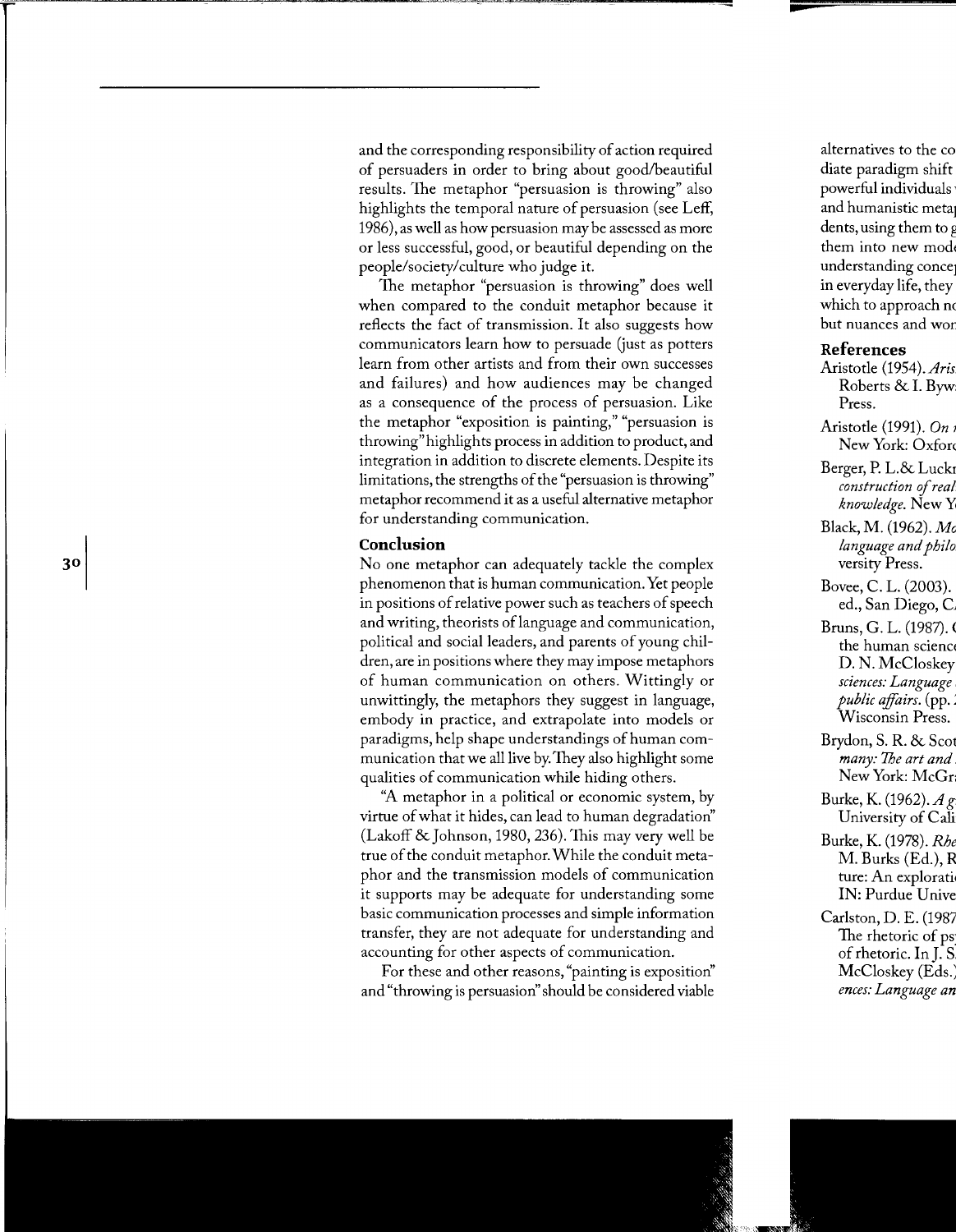and the corresponding responsibility of action required of persuaders in order to bring about good/beautiful results. The metaphor "persuasion is throwing" also highlights the temporal nature of persuasion (see Leff, 1986), as well as how persuasion may be assessed as more or less successful, good, or beautiful depending on the people/society/culture who judge it.

The metaphor "persuasion is throwing" does well when compared to the conduit metaphor because it reflects the fact of transmission. It also suggests how communicators learn how to persuade (just as potters learn from other artists and from their own successes and failures) and how audiences may be changed as a consequence of the process of persuasion. Like the metaphor "exposition is painting," "persuasion is throwing" highlights process in addition to product, and integration in addition to discrete elements. Despite its limitations, the strengths of the "persuasion is throwing" metaphor recommend it as a useful alternative metaphor for understanding communication.

## Conclusion

No one metaphor can adequately tackle the complex phenomenon that is human communication. Yet people in positions of relative power such as teachers of speech and writing, theorists of language and communication, political and social leaders, and parents of young children, are in positions where they may impose metaphors of human communication on others. Wittingly or unwittingly, the metaphors they suggest in language, embody in practice, and extrapolate into models or paradigms, help shape understandings of human communication that we all live by. They also highlight some qualities of communication while hiding others.

"A metaphor in a political or economic system, by virtue of what it hides, can lead to human degradation" (Lakoff & Johnson, 1980, 236). This may very well be true of the conduit metaphor. While the conduit metaphor and the transmission models of communication it supports may be adequate for understanding some basic communication processes and simple information transfer, they are not adequate for understanding and accounting for other aspects of communication.

For these and other reasons, "painting is exposition" and "throwing is persuasion" should be considered viable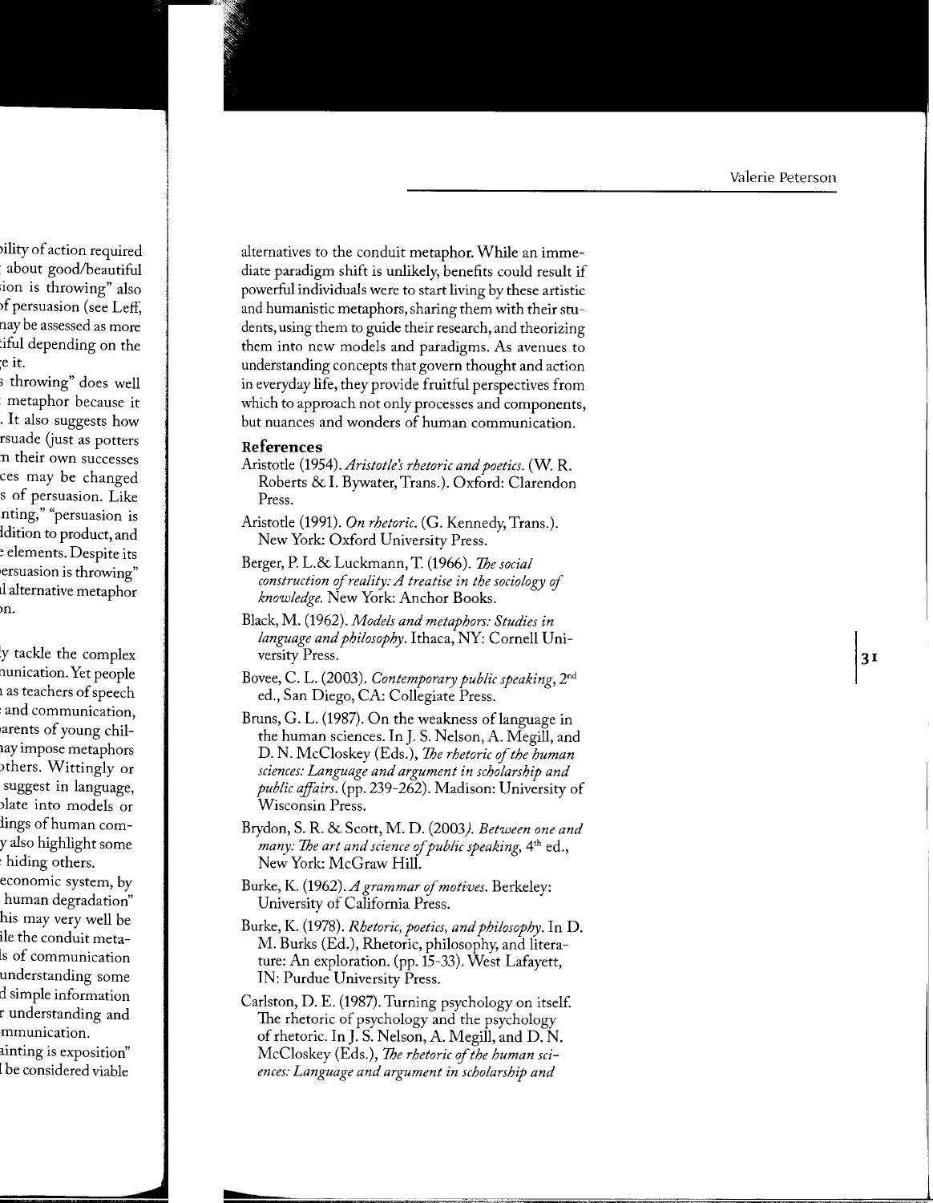alternatives to the conduit metaphor. While an immediate paradigm shift is unlikely, benefits could result if powerful individuals were to start living by these artistic and humanistic metaphors, sharing them with their students, using them to guide their research, and theorizing them into new models and paradigms. As avenues to understanding concepts that govern thought and action in everyday life, they provide fruitful perspectives from which to approach not only processes and components, but nuances and wonders of human communication.

### References

Aristotle (1954). *Aristotle's rhetoric and poetics*. (W. R. Roberts & I. Bywater, Trans.). Oxford: Clarendon Press.

Aristotle (1991). *On rhetoric*. (G. Kennedy, Trans.). New York: Oxford University Press.

Berger, P. L.& Luckmann, T. (1966). *The social construction of reality: A treatise in the sociology of knowledge*. New York: Anchor Books.

Black, M. (1962). *Models and metaphors: Studies in language and philosophy*. Ithaca, NY: Cornell University Press.

Bovee, C. L. (2003). *Contemporary public speaking*, 2nd ed., San Diego, CA: Collegiate Press.

Bruns, G. L. (1987). On the weakness of language in the human sciences. In J. S. Nelson, A. Megill, and D. N. McCloskey (Eds.), *The rhetoric of the human sciences: Language and argument in scholarship and public affairs*. (pp. 239-262). Madison: University of Wisconsin Press.

Brydon, S. R. & Scott, M. D. (2003). *Between one and many: The art and science of public speaking*, 4th ed., New York: McGraw Hill.

Burke, K. (1962). *A grammar of motives*. Berkeley: University of California Press.

Burke, K. (1978). *Rhetoric, poetics, and philosophy*. In D. M. Burks (Ed.), Rhetoric, philosophy, and literature: An exploration. (pp. 15-33). West Lafayett, IN: Purdue University Press.

Carlston, D. E. (1987). Turning psychology on itself. The rhetoric of psychology and the psychology of rhetoric. In J. S. Nelson, A. Megill, and D. N. McCloskey (Eds.), *The rhetoric of the human sciences: Language and argument in scholarship and*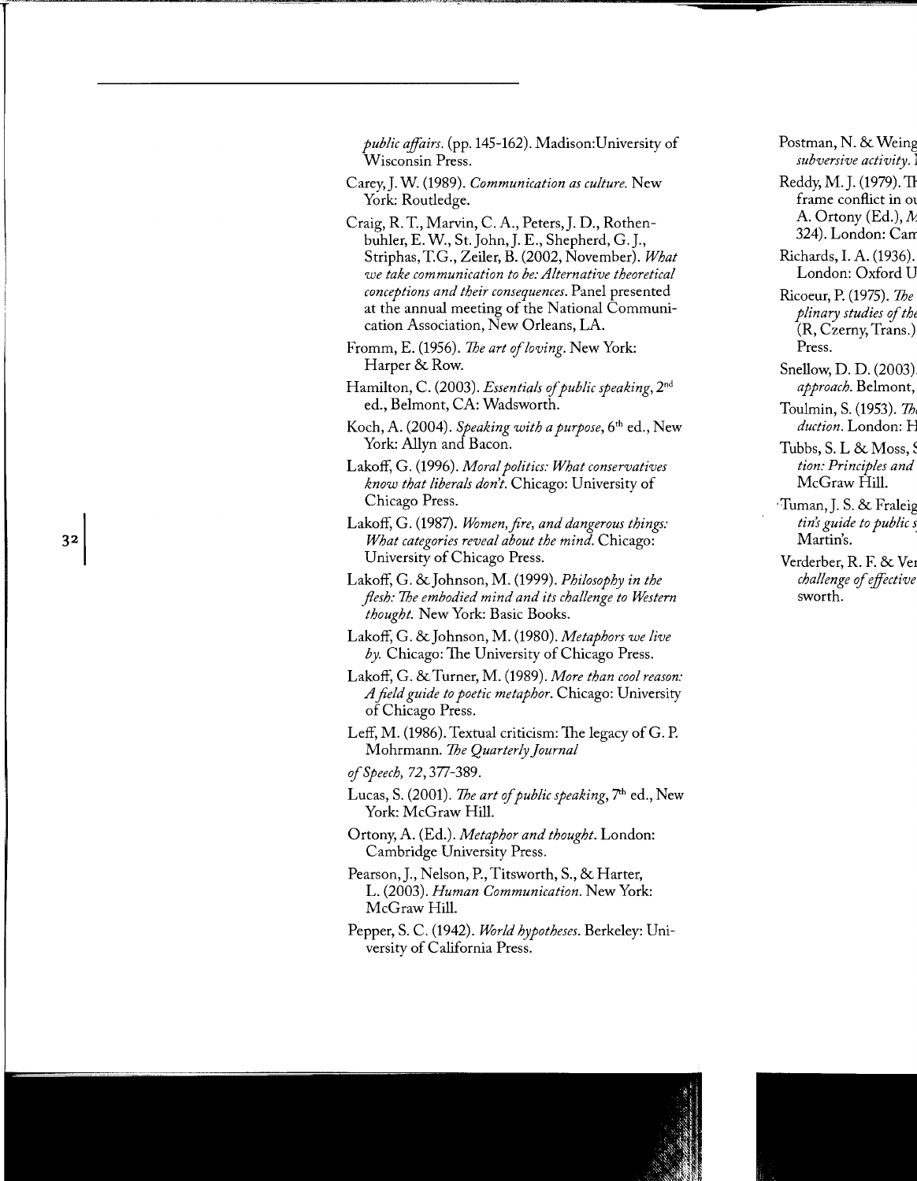*public affairs.* (pp. 145-162). Madison:University of Wisconsin Press.

Carey, J. W. (1989). *Communication as culture.* New York: Routledge.

Craig, R. T., Marvin, C. A., Peters, J. D., Rothenbuhler, E. W., St. John, J. E., Shepherd, G. J., Striphas, T.G., Zeiler, B. (2002, November). *What we take communication to be: Alternative theoretical conceptions and their consequences.* Panel presented at the annual meeting of the National Communication Association, New Orleans, LA.

Fromm, E. (1956). *The art of loving.* New York: Harper & Row.

Hamilton, C. (2003). *Essentials of public speaking,* 2nd ed., Belmont, CA: Wadsworth.

Koch, A. (2004). *Speaking with a purpose,* 6th ed., New York: Allyn and Bacon.

Lakoff, G. (1996). *Moral politics: What conservatives know that liberals don't.* Chicago: University of Chicago Press.

Lakoff, G. (1987). *Women, fire, and dangerous things: What categories reveal about the mind.* Chicago: University of Chicago Press.

Lakoff, G. & Johnson, M. (1999). *Philosophy in the flesh: The embodied mind and its challenge to Western thought.* New York: Basic Books.

Lakoff, G. & Johnson, M. (1980). *Metaphors we live by.* Chicago: The University of Chicago Press.

Lakoff, G. & Turner, M. (1989). *More than cool reason: A field guide to poetic metaphor.* Chicago: University of Chicago Press.

Leff, M. (1986). Textual criticism: The legacy of G. P. Mohrmann. *The Quarterly Journal of Speech, 72,* 377-389.

Lucas, S. (2001). *The art of public speaking,* 7th ed., New York: McGraw Hill.

Ortony, A. (Ed.). *Metaphor and thought.* London: Cambridge University Press.

Pearson, J., Nelson, P., Titsworth, S., & Harter, L. (2003). *Human Communication.* New York: McGraw Hill.

Pepper, S. C. (1942). *World hypotheses.* Berkeley: University of California Press.

Postman, N. & Weing
*subversive activity.*

Reddy, M. J. (1979). Th
frame conflict in ou
A. Ortony (Ed.), *M*
324). London: Cam

Richards, I. A. (1936).
London: Oxford U

Ricoeur, P. (1975). *The*
*plinary studies of the*
(R, Czerny, Trans.)
Press.

Snellow, D. D. (2003).
*approach.* Belmont,

Toulmin, S. (1953). *Th*
*duction.* London: H

Tubbs, S. L & Moss, S
*tion: Principles and*
McGraw Hill.

Tuman, J. S. & Fraleig
*tin's guide to public s*
Martin's.

Verderber, R. F. & Ver
*challenge of effective*
sworth.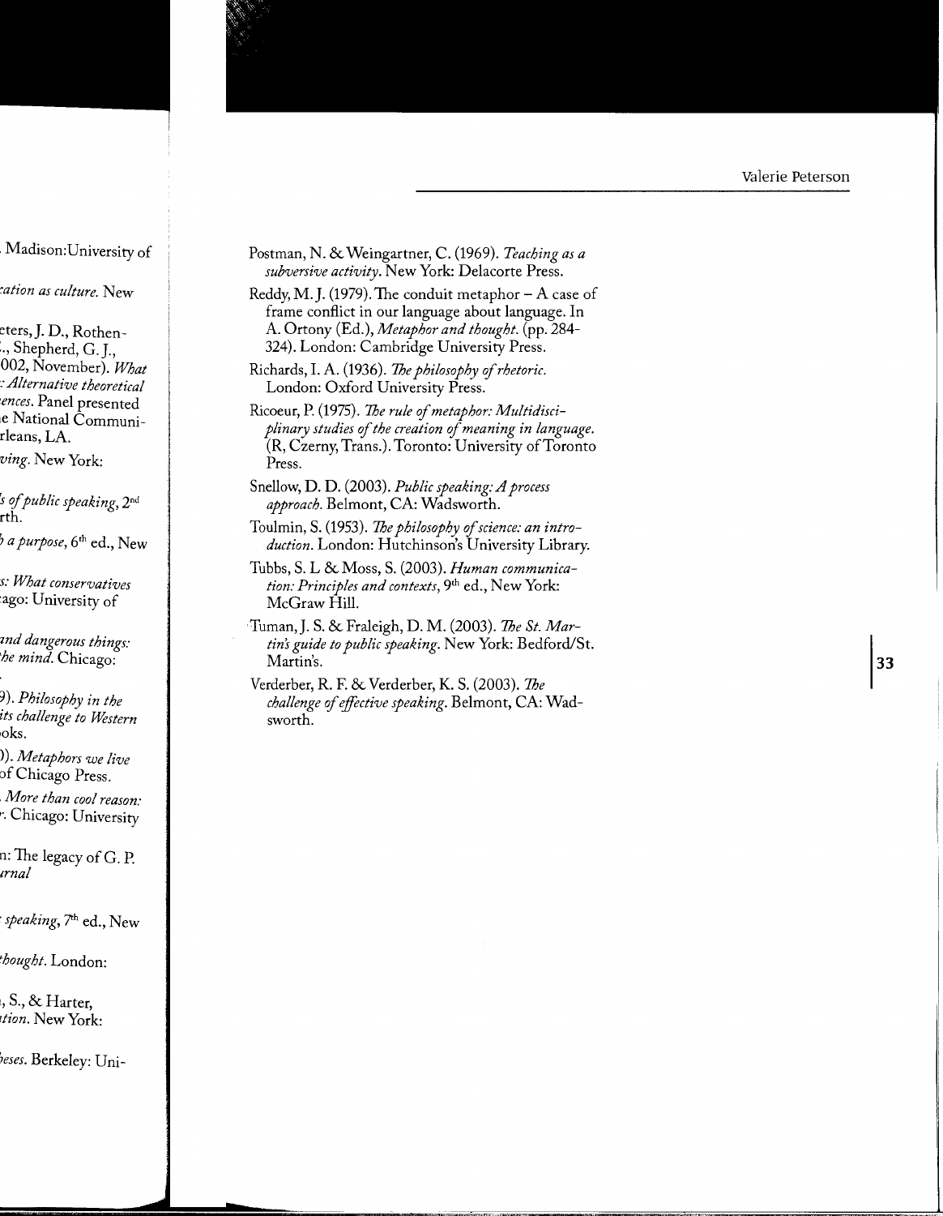Postman, N. & Weingartner, C. (1969). *Teaching as a subversive activity*. New York: Delacorte Press.

Reddy, M. J. (1979). The conduit metaphor – A case of frame conflict in our language about language. In A. Ortony (Ed.), *Metaphor and thought*. (pp. 284-324). London: Cambridge University Press.

Richards, I. A. (1936). *The philosophy of rhetoric*. London: Oxford University Press.

Ricoeur, P. (1975). *The rule of metaphor: Multidisciplinary studies of the creation of meaning in language*. (R, Czerny, Trans.). Toronto: University of Toronto Press.

Snellow, D. D. (2003). *Public speaking: A process approach*. Belmont, CA: Wadsworth.

Toulmin, S. (1953). *The philosophy of science: an introduction*. London: Hutchinson's University Library.

Tubbs, S. L & Moss, S. (2003). *Human communication: Principles and contexts*, 9th ed., New York: McGraw Hill.

Tuman, J. S. & Fraleigh, D. M. (2003). *The St. Martin's guide to public speaking*. New York: Bedford/St. Martin's.

Verderber, R. F. & Verderber, K. S. (2003). *The challenge of effective speaking*. Belmont, CA: Wadsworth.